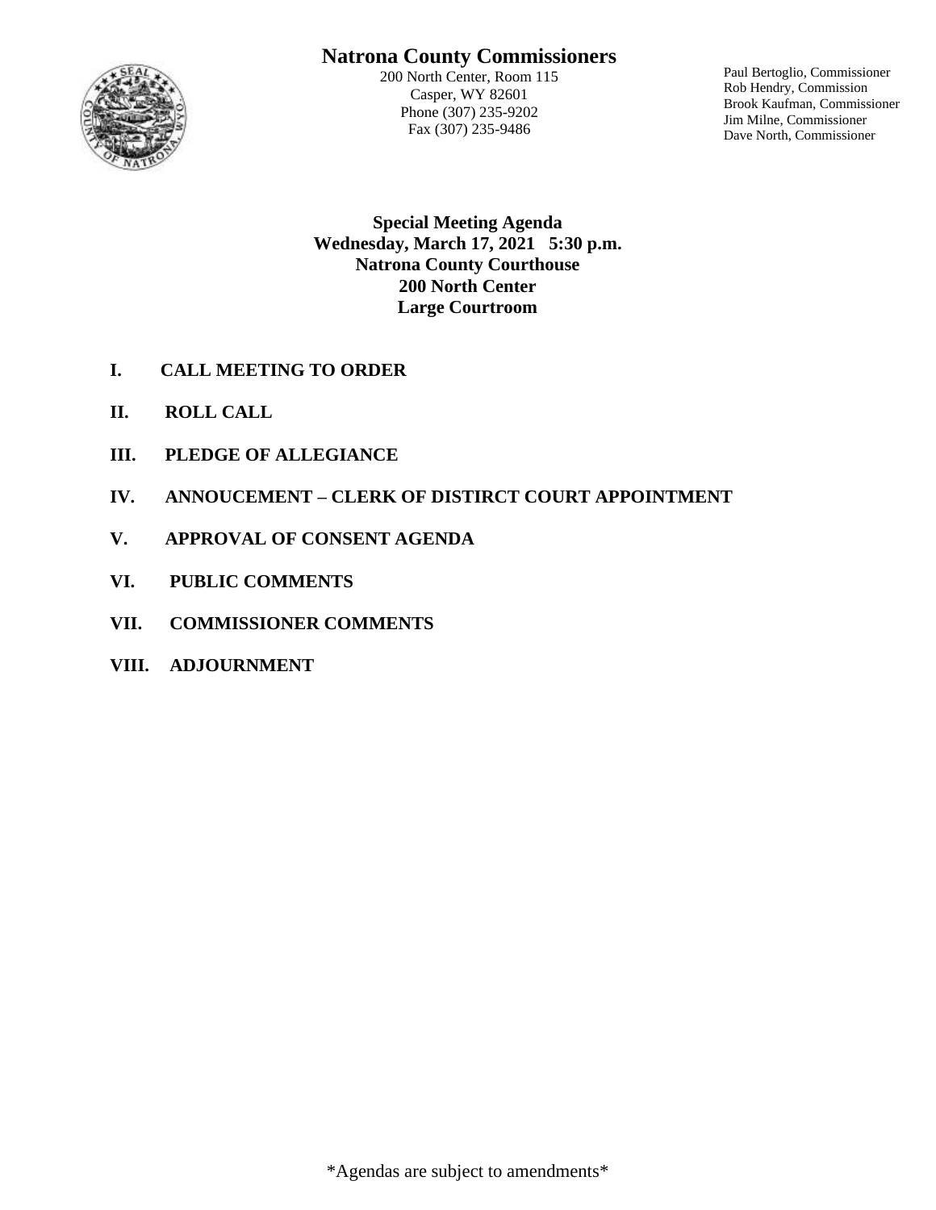# Natrona County Commissioners

200 North Center, Room 115
Casper, WY 82601
Phone (307) 235-9202
Fax (307) 235-9486

Paul Bertoglio, Commissioner
Rob Hendry, Commission
Brook Kaufman, Commissioner
Jim Milne, Commissioner
Dave North, Commissioner

**Special Meeting Agenda**
**Wednesday, March 17, 2021 5:30 p.m.**
**Natrona County Courthouse**
**200 North Center**
**Large Courtroom**

**I. CALL MEETING TO ORDER**

**II. ROLL CALL**

**III. PLEDGE OF ALLEGIANCE**

**IV. ANNOUCEMENT – CLERK OF DISTIRCT COURT APPOINTMENT**

**V. APPROVAL OF CONSENT AGENDA**

**VI. PUBLIC COMMENTS**

**VII. COMMISSIONER COMMENTS**

**VIII. ADJOURNMENT**

*Agendas are subject to amendments*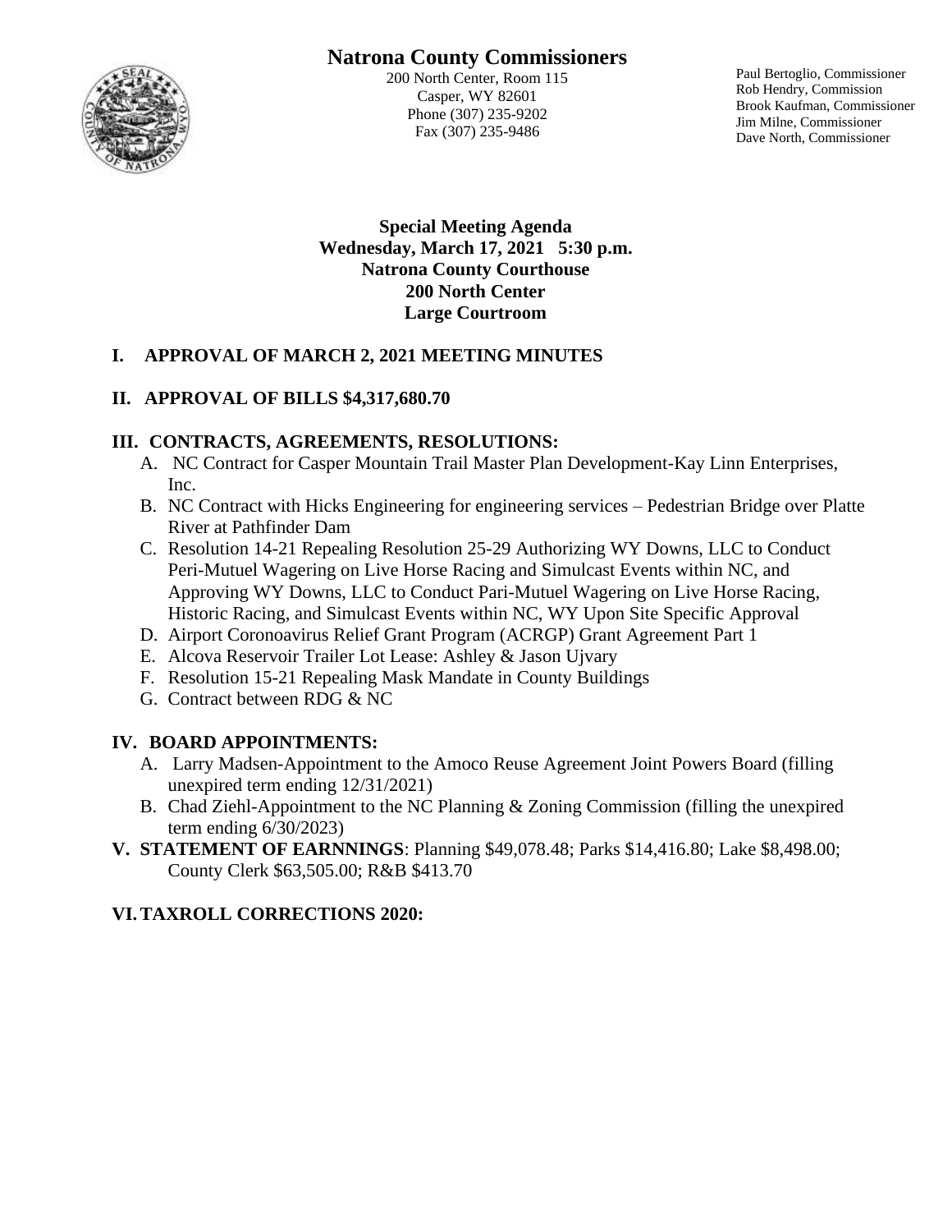# Natrona County Commissioners

200 North Center, Room 115
Casper, WY 82601
Phone (307) 235-9202
Fax (307) 235-9486

Paul Bertoglio, Commissioner
Rob Hendry, Commission
Brook Kaufman, Commissioner
Jim Milne, Commissioner
Dave North, Commissioner

**Special Meeting Agenda**
**Wednesday, March 17, 2021 5:30 p.m.**
**Natrona County Courthouse**
**200 North Center**
**Large Courtroom**

## I. APPROVAL OF MARCH 2, 2021 MEETING MINUTES

## II. APPROVAL OF BILLS $4,317,680.70

## III. CONTRACTS, AGREEMENTS, RESOLUTIONS:

A. NC Contract for Casper Mountain Trail Master Plan Development-Kay Linn Enterprises, Inc.
B. NC Contract with Hicks Engineering for engineering services – Pedestrian Bridge over Platte River at Pathfinder Dam
C. Resolution 14-21 Repealing Resolution 25-29 Authorizing WY Downs, LLC to Conduct Peri-Mutuel Wagering on Live Horse Racing and Simulcast Events within NC, and Approving WY Downs, LLC to Conduct Pari-Mutuel Wagering on Live Horse Racing, Historic Racing, and Simulcast Events within NC, WY Upon Site Specific Approval
D. Airport Coronoavirus Relief Grant Program (ACRGP) Grant Agreement Part 1
E. Alcova Reservoir Trailer Lot Lease: Ashley & Jason Ujvary
F. Resolution 15-21 Repealing Mask Mandate in County Buildings
G. Contract between RDG & NC

## IV. BOARD APPOINTMENTS:

A. Larry Madsen-Appointment to the Amoco Reuse Agreement Joint Powers Board (filling unexpired term ending 12/31/2021)
B. Chad Ziehl-Appointment to the NC Planning & Zoning Commission (filling the unexpired term ending 6/30/2023)

**V. STATEMENT OF EARNNINGS**: Planning $49,078.48; Parks $14,416.80; Lake $8,498.00; County Clerk $63,505.00; R&B $413.70

## VI. TAXROLL CORRECTIONS 2020: